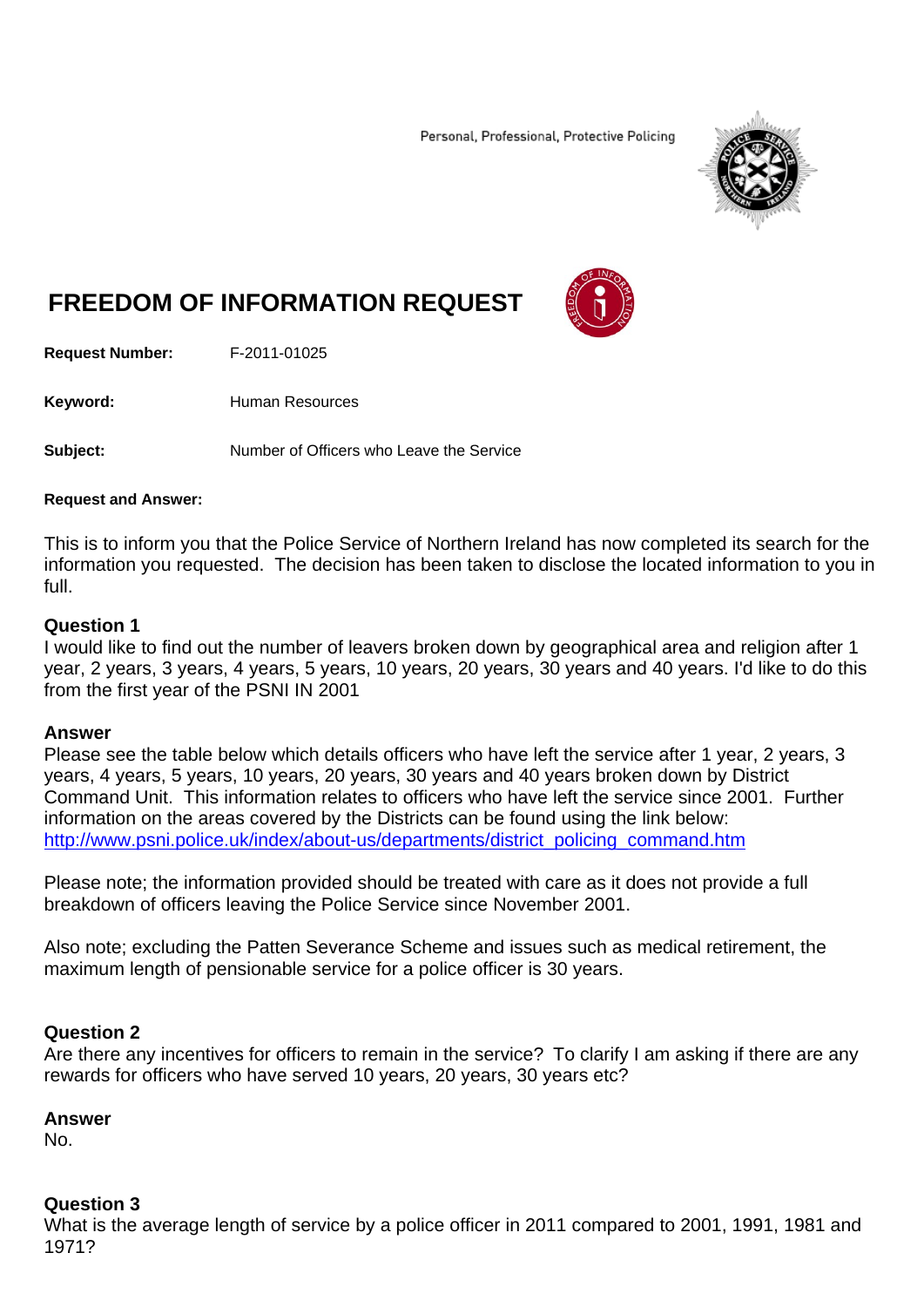Personal, Professional, Protective Policing

# FREEDOM OF INFORMATION REQUEST

**Request Number:** F-2011-01025

**Keyword:** Human Resources

**Subject:** Number of Officers who Leave the Service

**Request and Answer:**

This is to inform you that the Police Service of Northern Ireland has now completed its search for the information you requested. The decision has been taken to disclose the located information to you in full.

**Question 1**
I would like to find out the number of leavers broken down by geographical area and religion after 1 year, 2 years, 3 years, 4 years, 5 years, 10 years, 20 years, 30 years and 40 years. I'd like to do this from the first year of the PSNI IN 2001

**Answer**
Please see the table below which details officers who have left the service after 1 year, 2 years, 3 years, 4 years, 5 years, 10 years, 20 years, 30 years and 40 years broken down by District Command Unit. This information relates to officers who have left the service since 2001. Further information on the areas covered by the Districts can be found using the link below:
http://www.psni.police.uk/index/about-us/departments/district_policing_command.htm

Please note; the information provided should be treated with care as it does not provide a full breakdown of officers leaving the Police Service since November 2001.

Also note; excluding the Patten Severance Scheme and issues such as medical retirement, the maximum length of pensionable service for a police officer is 30 years.

**Question 2**
Are there any incentives for officers to remain in the service? To clarify I am asking if there are any rewards for officers who have served 10 years, 20 years, 30 years etc?

**Answer**
No.

**Question 3**
What is the average length of service by a police officer in 2011 compared to 2001, 1991, 1981 and 1971?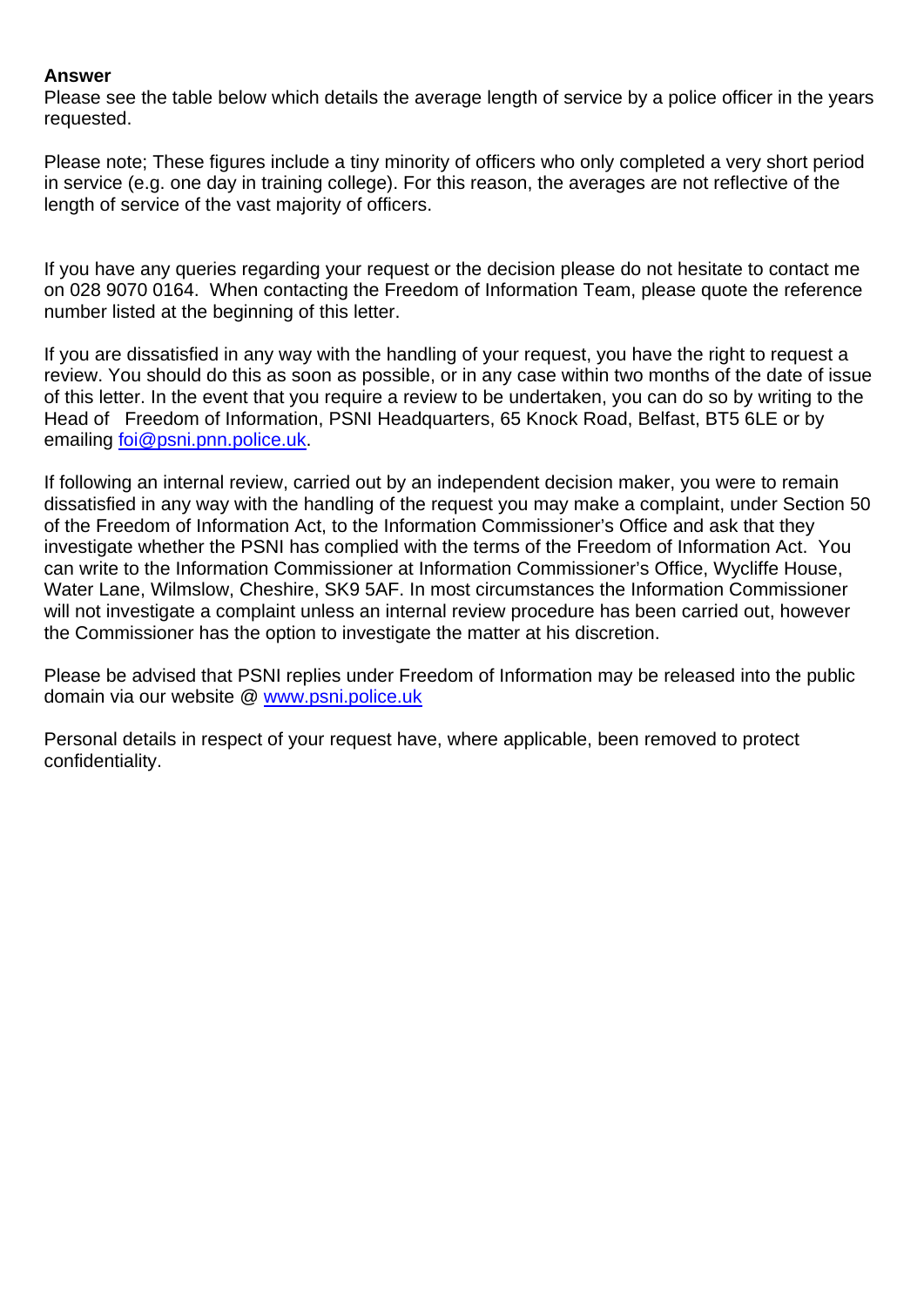**Answer**
Please see the table below which details the average length of service by a police officer in the years requested.

Please note; These figures include a tiny minority of officers who only completed a very short period in service (e.g. one day in training college). For this reason, the averages are not reflective of the length of service of the vast majority of officers.

If you have any queries regarding your request or the decision please do not hesitate to contact me on 028 9070 0164. When contacting the Freedom of Information Team, please quote the reference number listed at the beginning of this letter.

If you are dissatisfied in any way with the handling of your request, you have the right to request a review. You should do this as soon as possible, or in any case within two months of the date of issue of this letter. In the event that you require a review to be undertaken, you can do so by writing to the Head of Freedom of Information, PSNI Headquarters, 65 Knock Road, Belfast, BT5 6LE or by emailing [foi@psni.pnn.police.uk](mailto:foi@psni.pnn.police.uk).

If following an internal review, carried out by an independent decision maker, you were to remain dissatisfied in any way with the handling of the request you may make a complaint, under Section 50 of the Freedom of Information Act, to the Information Commissioner's Office and ask that they investigate whether the PSNI has complied with the terms of the Freedom of Information Act. You can write to the Information Commissioner at Information Commissioner's Office, Wycliffe House, Water Lane, Wilmslow, Cheshire, SK9 5AF. In most circumstances the Information Commissioner will not investigate a complaint unless an internal review procedure has been carried out, however the Commissioner has the option to investigate the matter at his discretion.

Please be advised that PSNI replies under Freedom of Information may be released into the public domain via our website @ [www.psni.police.uk](http://www.psni.police.uk)

Personal details in respect of your request have, where applicable, been removed to protect confidentiality.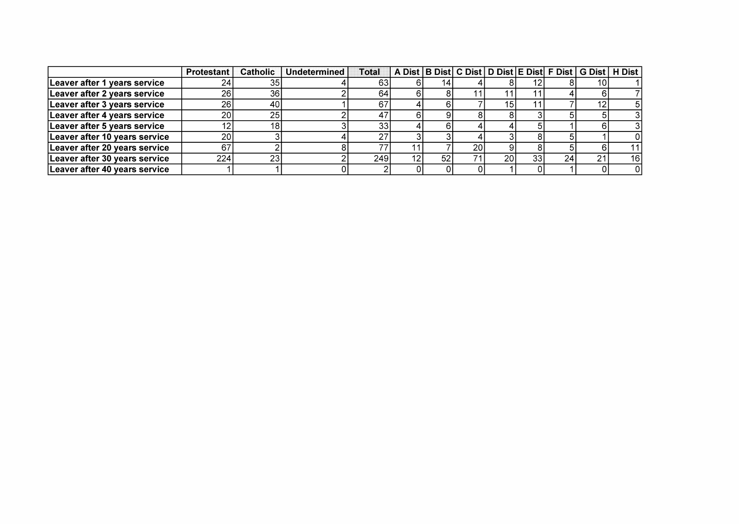| | Protestant | Catholic | Undetermined | Total | A Dist | B Dist | C Dist | D Dist | E Dist | F Dist | G Dist | H Dist |
|---|---|---|---|---|---|---|---|---|---|---|---|---|
| **Leaver after 1 years service** | 24 | 35 | 4 | 63 | 6 | 14 | 4 | 8 | 12 | 8 | 10 | 1 |
| **Leaver after 2 years service** | 26 | 36 | 2 | 64 | 6 | 8 | 11 | 11 | 11 | 4 | 6 | 7 |
| **Leaver after 3 years service** | 26 | 40 | 1 | 67 | 4 | 6 | 7 | 15 | 11 | 7 | 12 | 5 |
| **Leaver after 4 years service** | 20 | 25 | 2 | 47 | 6 | 9 | 8 | 8 | 3 | 5 | 5 | 3 |
| **Leaver after 5 years service** | 12 | 18 | 3 | 33 | 4 | 6 | 4 | 4 | 5 | 1 | 6 | 3 |
| **Leaver after 10 years service** | 20 | 3 | 4 | 27 | 3 | 3 | 4 | 3 | 8 | 5 | 1 | 0 |
| **Leaver after 20 years service** | 67 | 2 | 8 | 77 | 11 | 7 | 20 | 9 | 8 | 5 | 6 | 11 |
| **Leaver after 30 years service** | 224 | 23 | 2 | 249 | 12 | 52 | 71 | 20 | 33 | 24 | 21 | 16 |
| **Leaver after 40 years service** | 1 | 1 | 0 | 2 | 0 | 0 | 0 | 1 | 0 | 1 | 0 | 0 |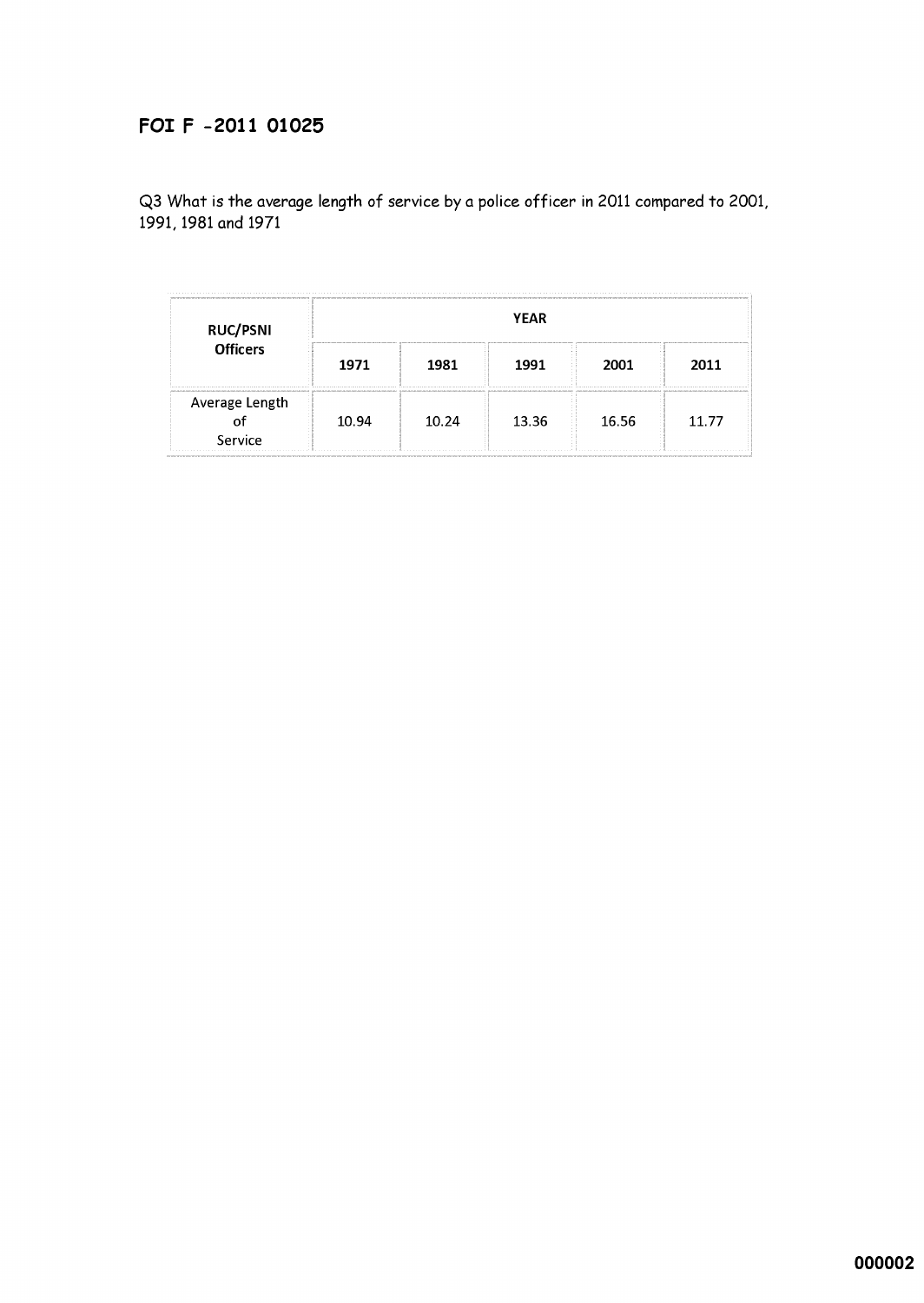## FOI F -2011 01025

Q3 What is the average length of service by a police officer in 2011 compared to 2001, 1991, 1981 and 1971

| RUC/PSNI Officers | YEAR | | | | |
|---|---|---|---|---|---|
| | 1971 | 1981 | 1991 | 2001 | 2011 |
| Average Length of Service | 10.94 | 10.24 | 13.36 | 16.56 | 11.77 |